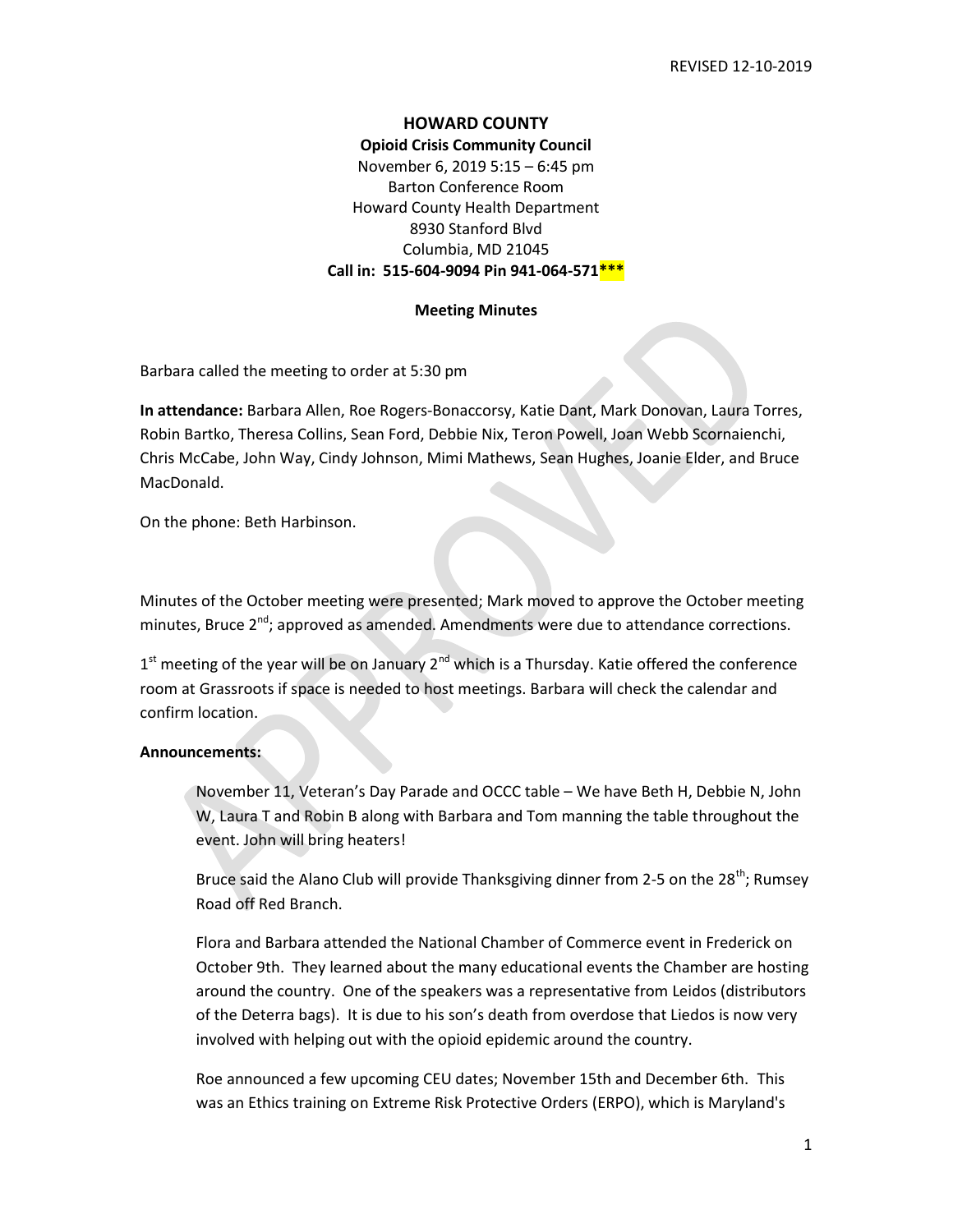REVISED 12-10-2019

**HOWARD COUNTY**
**Opioid Crisis Community Council**
November 6, 2019 5:15 – 6:45 pm
Barton Conference Room
Howard County Health Department
8930 Stanford Blvd
Columbia, MD 21045
**Call in: 515-604-9094 Pin 941-064-571*****

**Meeting Minutes**

Barbara called the meeting to order at 5:30 pm

**In attendance:** Barbara Allen, Roe Rogers-Bonaccorsy, Katie Dant, Mark Donovan, Laura Torres, Robin Bartko, Theresa Collins, Sean Ford, Debbie Nix, Teron Powell, Joan Webb Scornaienchi, Chris McCabe, John Way, Cindy Johnson, Mimi Mathews, Sean Hughes, Joanie Elder, and Bruce MacDonald.

On the phone: Beth Harbinson.

Minutes of the October meeting were presented; Mark moved to approve the October meeting minutes, Bruce 2nd; approved as amended. Amendments were due to attendance corrections.

1st meeting of the year will be on January 2nd which is a Thursday. Katie offered the conference room at Grassroots if space is needed to host meetings. Barbara will check the calendar and confirm location.

**Announcements:**

November 11, Veteran's Day Parade and OCCC table – We have Beth H, Debbie N, John W, Laura T and Robin B along with Barbara and Tom manning the table throughout the event. John will bring heaters!

Bruce said the Alano Club will provide Thanksgiving dinner from 2-5 on the 28th; Rumsey Road off Red Branch.

Flora and Barbara attended the National Chamber of Commerce event in Frederick on October 9th. They learned about the many educational events the Chamber are hosting around the country. One of the speakers was a representative from Leidos (distributors of the Deterra bags). It is due to his son's death from overdose that Liedos is now very involved with helping out with the opioid epidemic around the country.

Roe announced a few upcoming CEU dates; November 15th and December 6th. This was an Ethics training on Extreme Risk Protective Orders (ERPO), which is Maryland's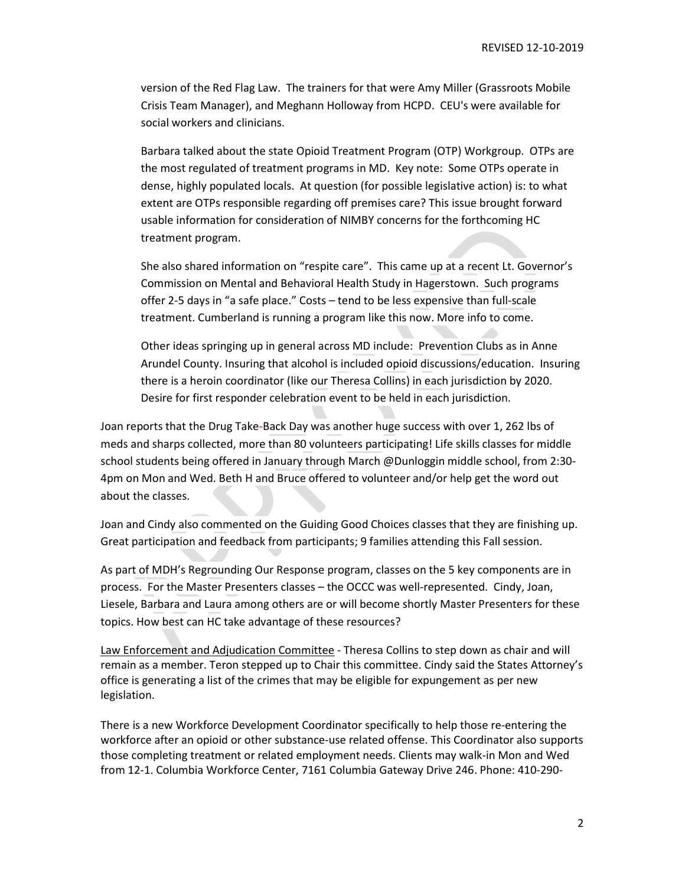version of the Red Flag Law. The trainers for that were Amy Miller (Grassroots Mobile Crisis Team Manager), and Meghann Holloway from HCPD. CEU's were available for social workers and clinicians.

Barbara talked about the state Opioid Treatment Program (OTP) Workgroup. OTPs are the most regulated of treatment programs in MD. Key note: Some OTPs operate in dense, highly populated locals. At question (for possible legislative action) is: to what extent are OTPs responsible regarding off premises care? This issue brought forward usable information for consideration of NIMBY concerns for the forthcoming HC treatment program.

She also shared information on "respite care". This came up at a recent Lt. Governor's Commission on Mental and Behavioral Health Study in Hagerstown. Such programs offer 2-5 days in "a safe place." Costs – tend to be less expensive than full-scale treatment. Cumberland is running a program like this now. More info to come.

Other ideas springing up in general across MD include: Prevention Clubs as in Anne Arundel County. Insuring that alcohol is included opioid discussions/education. Insuring there is a heroin coordinator (like our Theresa Collins) in each jurisdiction by 2020. Desire for first responder celebration event to be held in each jurisdiction.

Joan reports that the Drug Take-Back Day was another huge success with over 1, 262 lbs of meds and sharps collected, more than 80 volunteers participating! Life skills classes for middle school students being offered in January through March @Dunloggin middle school, from 2:30-4pm on Mon and Wed. Beth H and Bruce offered to volunteer and/or help get the word out about the classes.

Joan and Cindy also commented on the Guiding Good Choices classes that they are finishing up. Great participation and feedback from participants; 9 families attending this Fall session.

As part of MDH's Regrounding Our Response program, classes on the 5 key components are in process. For the Master Presenters classes – the OCCC was well-represented. Cindy, Joan, Liesele, Barbara and Laura among others are or will become shortly Master Presenters for these topics. How best can HC take advantage of these resources?

<u>Law Enforcement and Adjudication Committee</u> - Theresa Collins to step down as chair and will remain as a member. Teron stepped up to Chair this committee. Cindy said the States Attorney's office is generating a list of the crimes that may be eligible for expungement as per new legislation.

There is a new Workforce Development Coordinator specifically to help those re-entering the workforce after an opioid or other substance-use related offense. This Coordinator also supports those completing treatment or related employment needs. Clients may walk-in Mon and Wed from 12-1. Columbia Workforce Center, 7161 Columbia Gateway Drive 246. Phone: 410-290-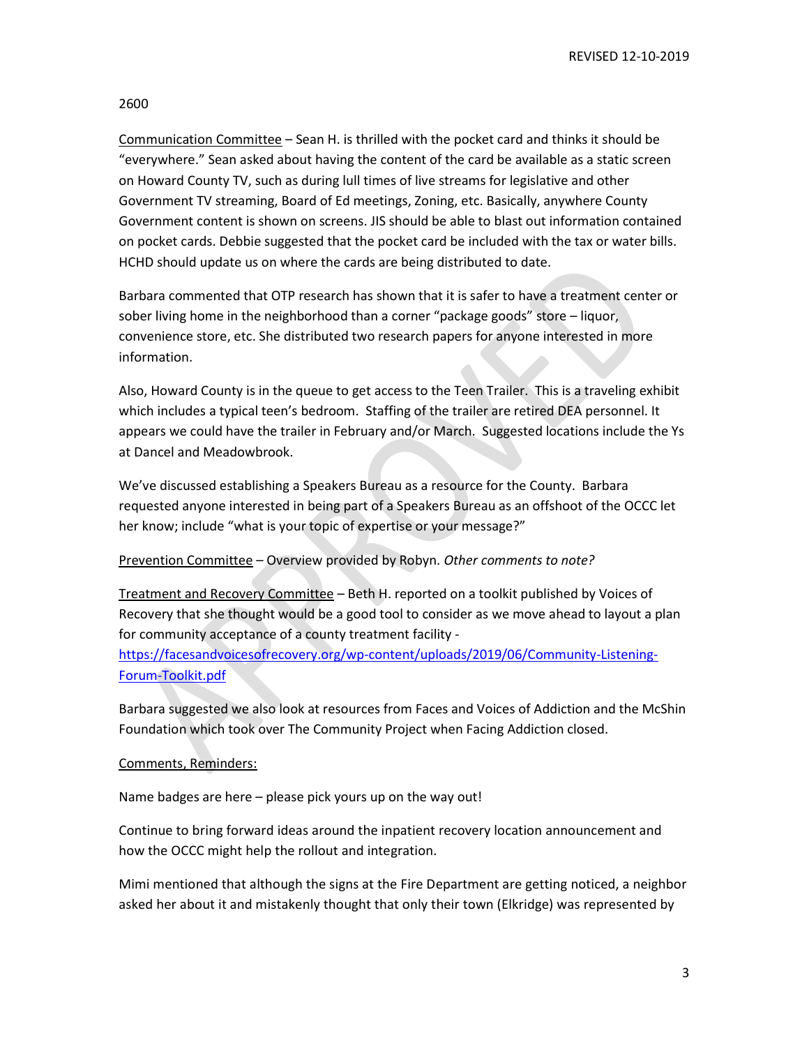2600

Communication Committee – Sean H. is thrilled with the pocket card and thinks it should be "everywhere." Sean asked about having the content of the card be available as a static screen on Howard County TV, such as during lull times of live streams for legislative and other Government TV streaming, Board of Ed meetings, Zoning, etc. Basically, anywhere County Government content is shown on screens. JIS should be able to blast out information contained on pocket cards. Debbie suggested that the pocket card be included with the tax or water bills. HCHD should update us on where the cards are being distributed to date.

Barbara commented that OTP research has shown that it is safer to have a treatment center or sober living home in the neighborhood than a corner "package goods" store – liquor, convenience store, etc. She distributed two research papers for anyone interested in more information.

Also, Howard County is in the queue to get access to the Teen Trailer. This is a traveling exhibit which includes a typical teen's bedroom. Staffing of the trailer are retired DEA personnel. It appears we could have the trailer in February and/or March. Suggested locations include the Ys at Dancel and Meadowbrook.

We've discussed establishing a Speakers Bureau as a resource for the County. Barbara requested anyone interested in being part of a Speakers Bureau as an offshoot of the OCCC let her know; include "what is your topic of expertise or your message?"

Prevention Committee – Overview provided by Robyn. *Other comments to note?*

Treatment and Recovery Committee – Beth H. reported on a toolkit published by Voices of Recovery that she thought would be a good tool to consider as we move ahead to layout a plan for community acceptance of a county treatment facility - [https://facesandvoicesofrecovery.org/wp-content/uploads/2019/06/Community-Listening-Forum-Toolkit.pdf](https://facesandvoicesofrecovery.org/wp-content/uploads/2019/06/Community-Listening-Forum-Toolkit.pdf)

Barbara suggested we also look at resources from Faces and Voices of Addiction and the McShin Foundation which took over The Community Project when Facing Addiction closed.

Comments, Reminders:

Name badges are here – please pick yours up on the way out!

Continue to bring forward ideas around the inpatient recovery location announcement and how the OCCC might help the rollout and integration.

Mimi mentioned that although the signs at the Fire Department are getting noticed, a neighbor asked her about it and mistakenly thought that only their town (Elkridge) was represented by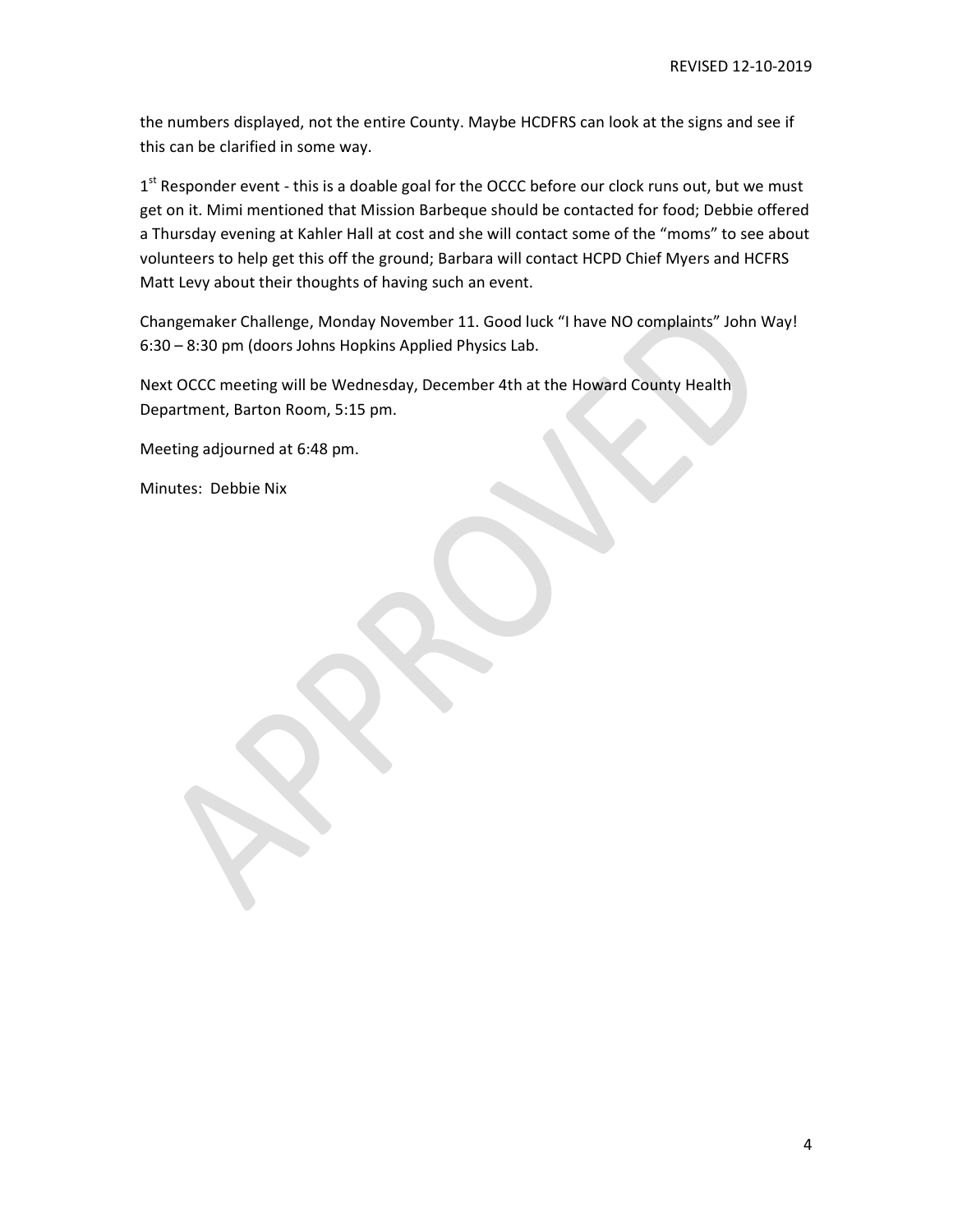the numbers displayed, not the entire County. Maybe HCDFRS can look at the signs and see if this can be clarified in some way.

1st Responder event - this is a doable goal for the OCCC before our clock runs out, but we must get on it. Mimi mentioned that Mission Barbeque should be contacted for food; Debbie offered a Thursday evening at Kahler Hall at cost and she will contact some of the "moms" to see about volunteers to help get this off the ground; Barbara will contact HCPD Chief Myers and HCFRS Matt Levy about their thoughts of having such an event.

Changemaker Challenge, Monday November 11. Good luck "I have NO complaints" John Way! 6:30 – 8:30 pm (doors Johns Hopkins Applied Physics Lab.

Next OCCC meeting will be Wednesday, December 4th at the Howard County Health Department, Barton Room, 5:15 pm.

Meeting adjourned at 6:48 pm.

Minutes: Debbie Nix